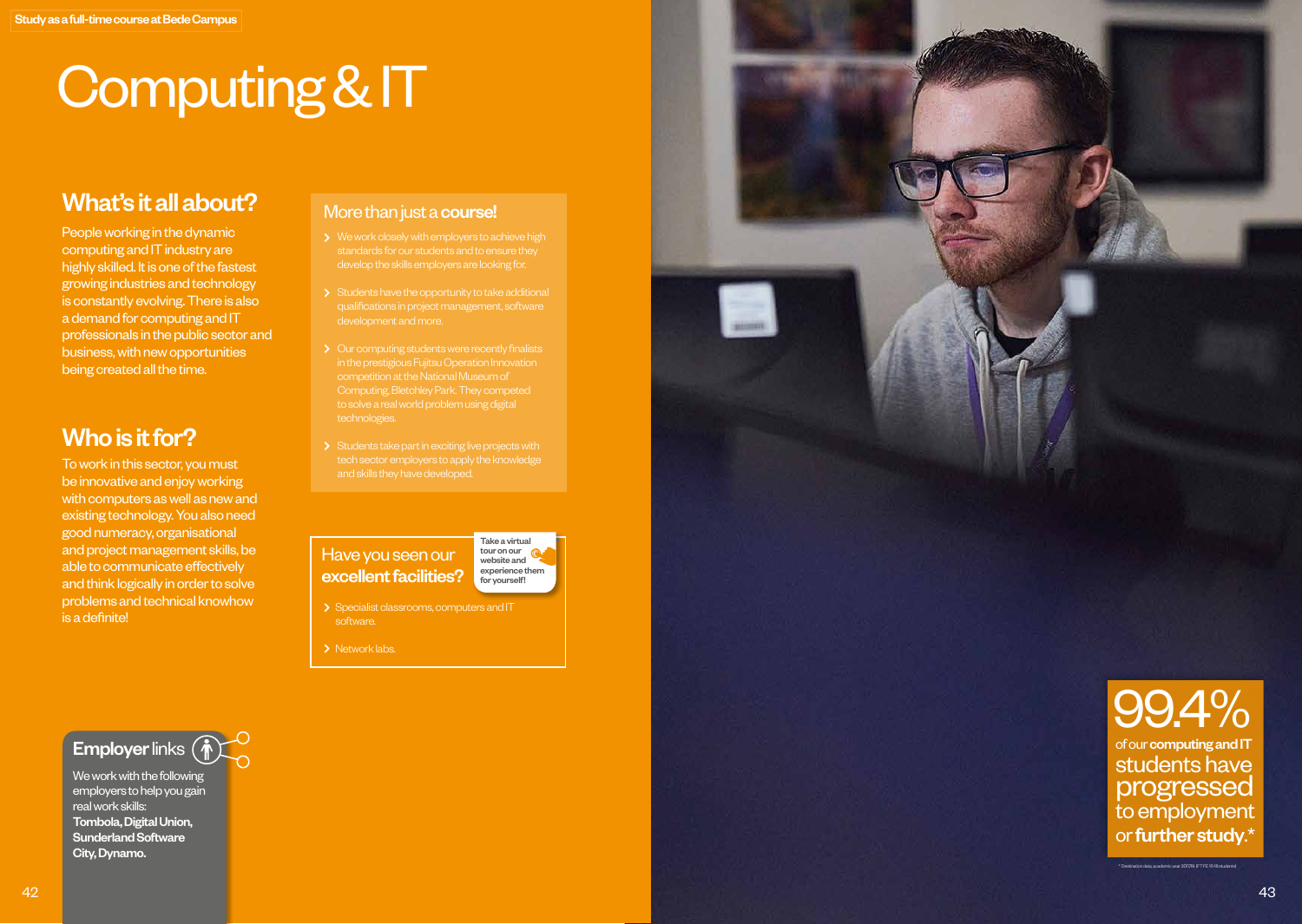Study as a full-time course at Bede Campus

# Computing & IT

## What's it all about?

People working in the dynamic computing and IT industry are highly skilled. It is one of the fastest growing industries and technology is constantly evolving. There is also a demand for computing and IT professionals in the public sector and business, with new opportunities being created all the time.

## Who is it for?

To work in this sector, you must be innovative and enjoy working with computers as well as new and existing technology. You also need good numeracy, organisational and project management skills, be able to communicate effectively and think logically in order to solve problems and technical knowhow is a definite!

## More than just a **course!**

- We work closely with employers to achieve high standards for our students and to ensure they develop the skills employers are looking for.
- Students have the opportunity to take additional qualifications in project management, software development and more.
- Our computing students were recently finalists in the prestigious Fujitsu Operation Innovation competition at the National Museum of Computing, Bletchley Park. They competed to solve a real world problem using digital technologies.
- Students take part in exciting live projects with tech sector employers to apply the knowledge and skills they have developed.

## Have you seen our **excellent facilities?**

Take a virtual tour on our website and experience them for yourself!

- Specialist classrooms, computers and IT software.
- Network labs.

## **Employer** links

We work with the following employers to help you gain real work skills:
**Tombola, Digital Union, Sunderland Software City, Dynamo.**

**99.4%** of our **computing and IT** students have progressed to employment or **further study**.*

* Destination data, academic year 2017/18 (FT FE 16-18 students)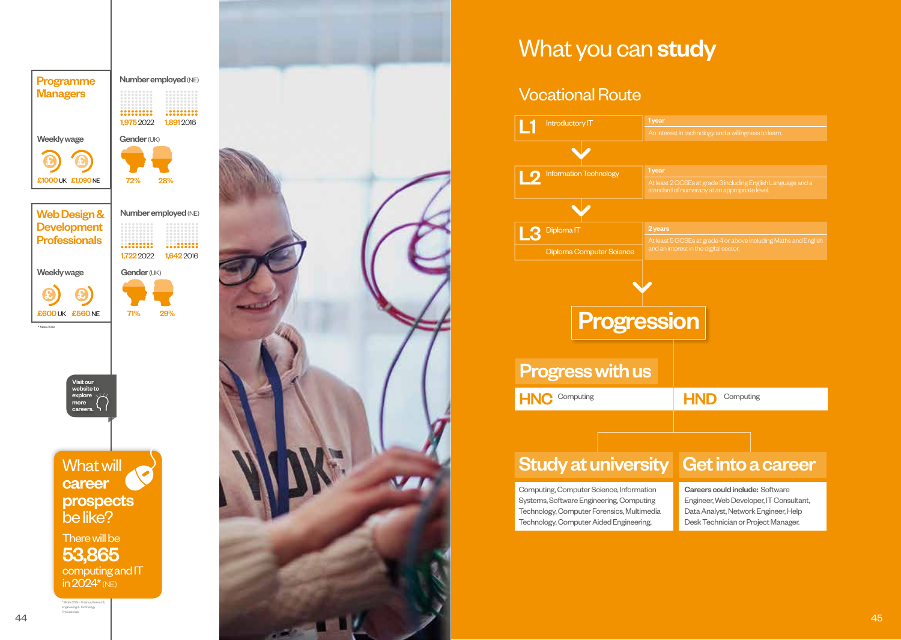## Programme Managers

Number employed (NE)

1,975 2022 | 1,891 2016

Weekly wage

£1000 UK | £1,090 NE

Gender (UK)

72% | 28%

## Web Design & Development Professionals

Number employed (NE)

1,722 2022 | 1,642 2016

Weekly wage

£600 UK | £560 NE

Gender (UK)

71% | 29%

* Midas 2019

Visit our website to explore more careers.

## What will career prospects be like?

There will be **53,865** computing and IT in 2024* (NE)

*Midas 2019 - Science, Research, Engineering & Technology Professionals

# What you can **study**

## Vocational Route

| | | |
|---|---|---|
| **L1** | Introductory IT | **1 year** An interest in technology and a willingness to learn. |
| **L2** | Information Technology | **1 year** At least 2 GCSEs at grade 3 including English Language and a standard of numeracy at an appropriate level. |
| **L3** | Diploma IT / Diploma Computer Science | **2 years** At least 5 GCSEs at grade 4 or above including Maths and English and an interest in the digital sector. |

## Progression

### Progress with us

**HNC** Computing

**HND** Computing

### Study at university

Computing, Computer Science, Information Systems, Software Engineering, Computing Technology, Computer Forensics, Multimedia Technology, Computer Aided Engineering.

### Get into a career

**Careers could include:** Software Engineer, Web Developer, IT Consultant, Data Analyst, Network Engineer, Help Desk Technician or Project Manager.